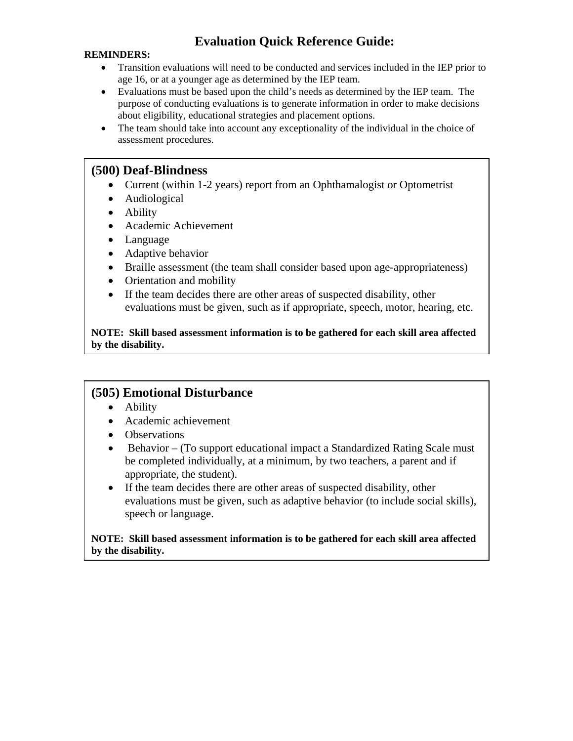# Evaluation Quick Reference Guide:

**REMINDERS:**

- Transition evaluations will need to be conducted and services included in the IEP prior to age 16, or at a younger age as determined by the IEP team.
- Evaluations must be based upon the child's needs as determined by the IEP team. The purpose of conducting evaluations is to generate information in order to make decisions about eligibility, educational strategies and placement options.
- The team should take into account any exceptionality of the individual in the choice of assessment procedures.

## (500) Deaf-Blindness

- Current (within 1-2 years) report from an Ophthamalogist or Optometrist
- Audiological
- Ability
- Academic Achievement
- Language
- Adaptive behavior
- Braille assessment (the team shall consider based upon age-appropriateness)
- Orientation and mobility
- If the team decides there are other areas of suspected disability, other evaluations must be given, such as if appropriate, speech, motor, hearing, etc.

**NOTE: Skill based assessment information is to be gathered for each skill area affected by the disability.**

## (505) Emotional Disturbance

- Ability
- Academic achievement
- Observations
- Behavior – (To support educational impact a Standardized Rating Scale must be completed individually, at a minimum, by two teachers, a parent and if appropriate, the student).
- If the team decides there are other areas of suspected disability, other evaluations must be given, such as adaptive behavior (to include social skills), speech or language.

**NOTE: Skill based assessment information is to be gathered for each skill area affected by the disability.**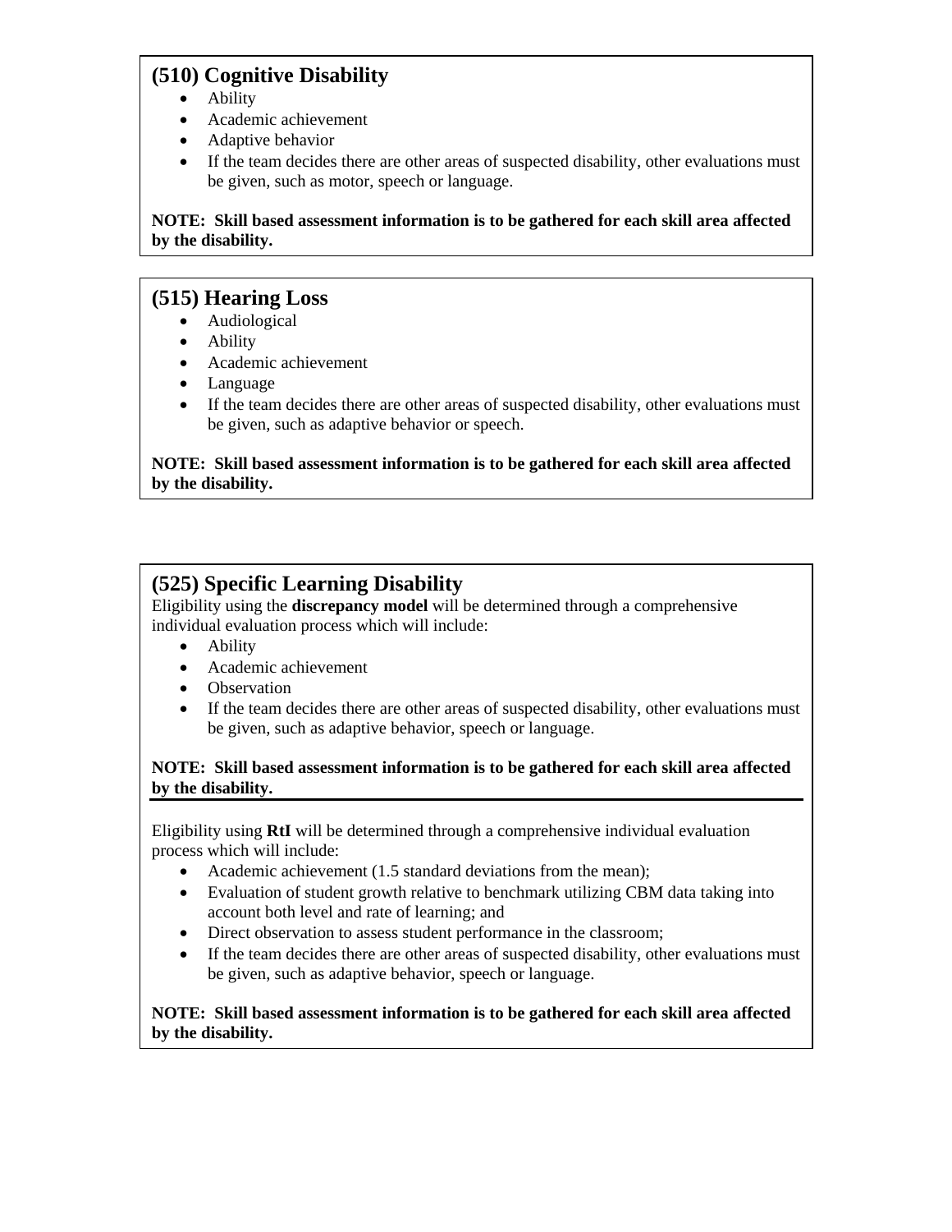## (510) Cognitive Disability

- Ability
- Academic achievement
- Adaptive behavior
- If the team decides there are other areas of suspected disability, other evaluations must be given, such as motor, speech or language.

**NOTE: Skill based assessment information is to be gathered for each skill area affected by the disability.**

## (515) Hearing Loss

- Audiological
- Ability
- Academic achievement
- Language
- If the team decides there are other areas of suspected disability, other evaluations must be given, such as adaptive behavior or speech.

**NOTE: Skill based assessment information is to be gathered for each skill area affected by the disability.**

## (525) Specific Learning Disability

Eligibility using the **discrepancy model** will be determined through a comprehensive individual evaluation process which will include:

- Ability
- Academic achievement
- Observation
- If the team decides there are other areas of suspected disability, other evaluations must be given, such as adaptive behavior, speech or language.

**NOTE: Skill based assessment information is to be gathered for each skill area affected by the disability.**

Eligibility using **RtI** will be determined through a comprehensive individual evaluation process which will include:

- Academic achievement (1.5 standard deviations from the mean);
- Evaluation of student growth relative to benchmark utilizing CBM data taking into account both level and rate of learning; and
- Direct observation to assess student performance in the classroom;
- If the team decides there are other areas of suspected disability, other evaluations must be given, such as adaptive behavior, speech or language.

**NOTE: Skill based assessment information is to be gathered for each skill area affected by the disability.**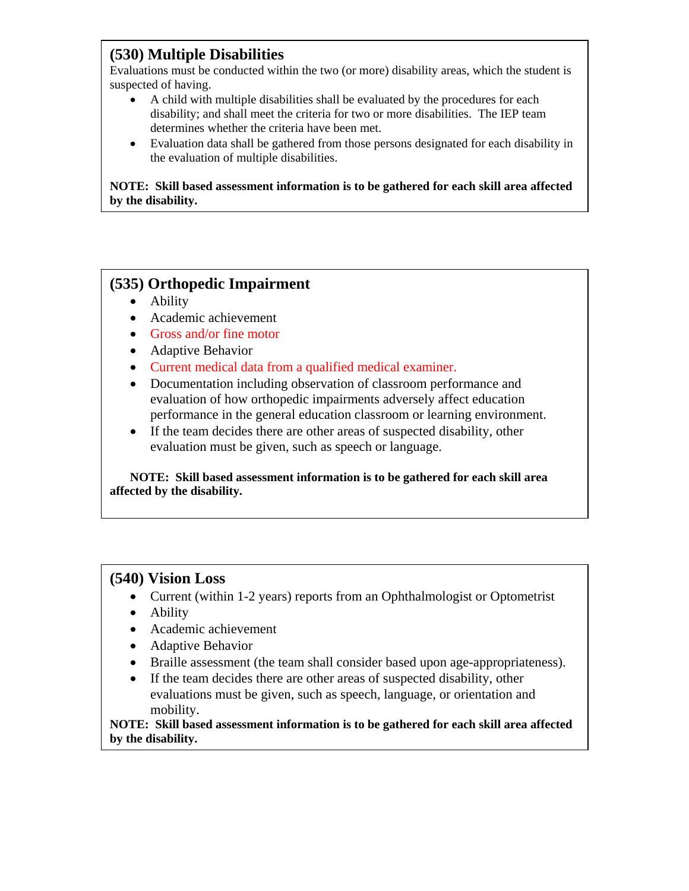## (530) Multiple Disabilities

Evaluations must be conducted within the two (or more) disability areas, which the student is suspected of having.

- A child with multiple disabilities shall be evaluated by the procedures for each disability; and shall meet the criteria for two or more disabilities. The IEP team determines whether the criteria have been met.
- Evaluation data shall be gathered from those persons designated for each disability in the evaluation of multiple disabilities.

**NOTE: Skill based assessment information is to be gathered for each skill area affected by the disability.**

## (535) Orthopedic Impairment

- Ability
- Academic achievement
- Gross and/or fine motor
- Adaptive Behavior
- Current medical data from a qualified medical examiner.
- Documentation including observation of classroom performance and evaluation of how orthopedic impairments adversely affect education performance in the general education classroom or learning environment.
- If the team decides there are other areas of suspected disability, other evaluation must be given, such as speech or language.

**NOTE: Skill based assessment information is to be gathered for each skill area affected by the disability.**

## (540) Vision Loss

- Current (within 1-2 years) reports from an Ophthalmologist or Optometrist
- Ability
- Academic achievement
- Adaptive Behavior
- Braille assessment (the team shall consider based upon age-appropriateness).
- If the team decides there are other areas of suspected disability, other evaluations must be given, such as speech, language, or orientation and mobility.

**NOTE: Skill based assessment information is to be gathered for each skill area affected by the disability.**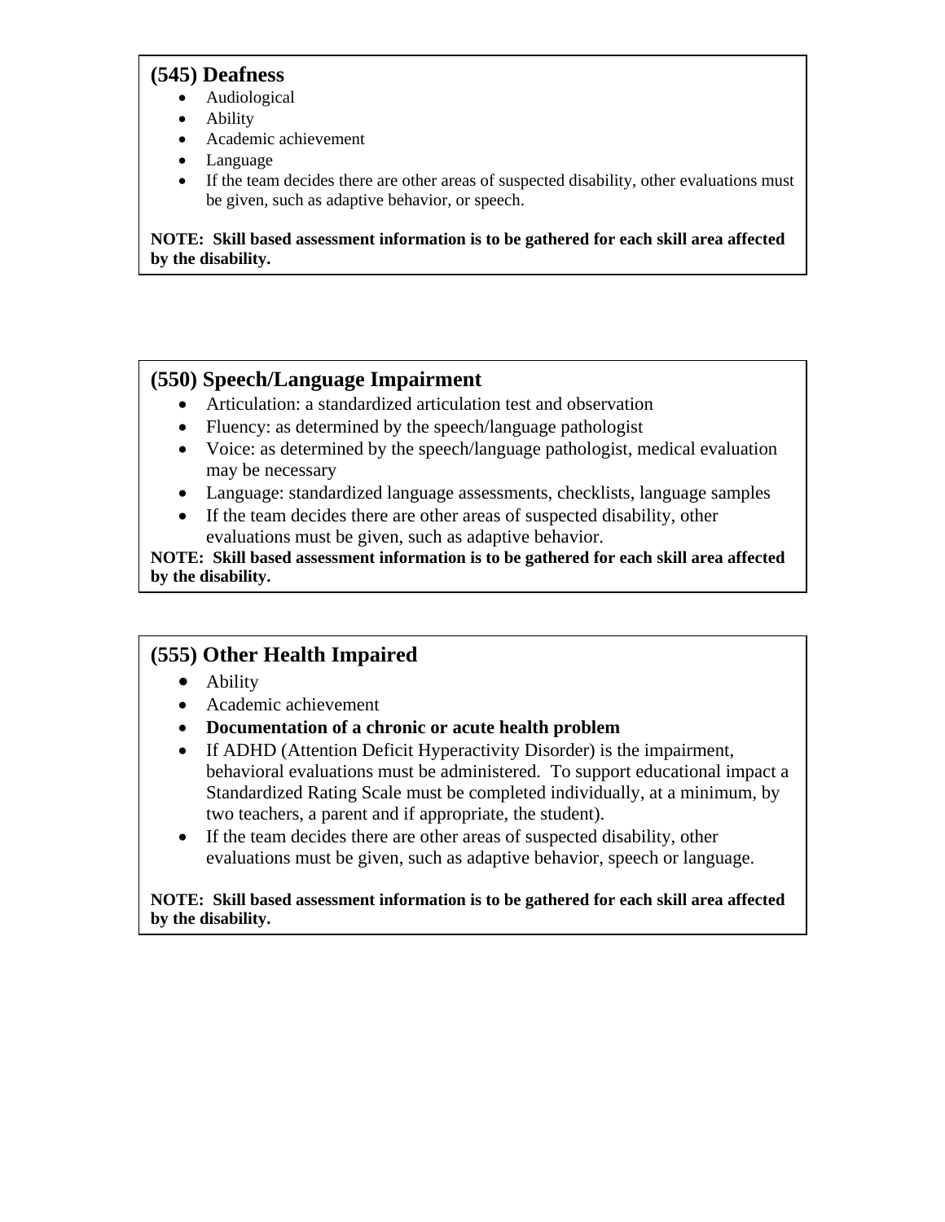## (545) Deafness

- Audiological
- Ability
- Academic achievement
- Language
- If the team decides there are other areas of suspected disability, other evaluations must be given, such as adaptive behavior, or speech.

**NOTE: Skill based assessment information is to be gathered for each skill area affected by the disability.**

## (550) Speech/Language Impairment

- Articulation: a standardized articulation test and observation
- Fluency: as determined by the speech/language pathologist
- Voice: as determined by the speech/language pathologist, medical evaluation may be necessary
- Language: standardized language assessments, checklists, language samples
- If the team decides there are other areas of suspected disability, other evaluations must be given, such as adaptive behavior.

**NOTE: Skill based assessment information is to be gathered for each skill area affected by the disability.**

## (555) Other Health Impaired

- Ability
- Academic achievement
- **Documentation of a chronic or acute health problem**
- If ADHD (Attention Deficit Hyperactivity Disorder) is the impairment, behavioral evaluations must be administered. To support educational impact a Standardized Rating Scale must be completed individually, at a minimum, by two teachers, a parent and if appropriate, the student).
- If the team decides there are other areas of suspected disability, other evaluations must be given, such as adaptive behavior, speech or language.

**NOTE: Skill based assessment information is to be gathered for each skill area affected by the disability.**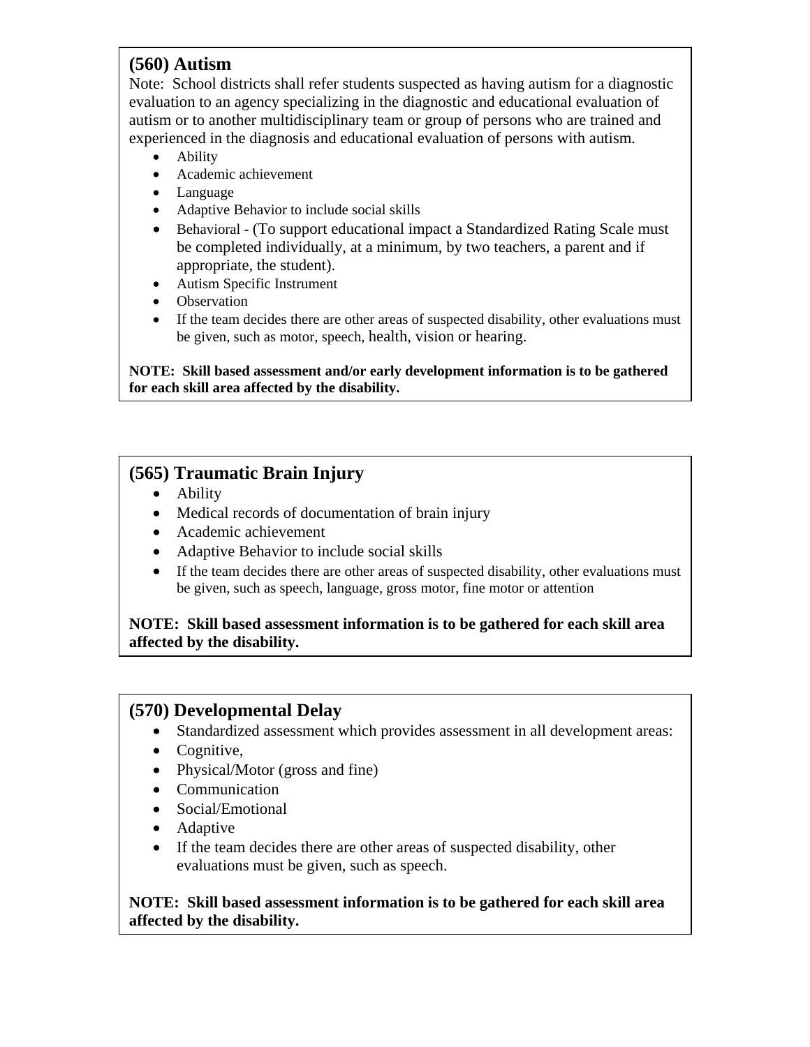## (560) Autism

Note: School districts shall refer students suspected as having autism for a diagnostic evaluation to an agency specializing in the diagnostic and educational evaluation of autism or to another multidisciplinary team or group of persons who are trained and experienced in the diagnosis and educational evaluation of persons with autism.

- Ability
- Academic achievement
- Language
- Adaptive Behavior to include social skills
- Behavioral - (To support educational impact a Standardized Rating Scale must be completed individually, at a minimum, by two teachers, a parent and if appropriate, the student).
- Autism Specific Instrument
- Observation
- If the team decides there are other areas of suspected disability, other evaluations must be given, such as motor, speech, health, vision or hearing.

**NOTE: Skill based assessment and/or early development information is to be gathered for each skill area affected by the disability.**

## (565) Traumatic Brain Injury

- Ability
- Medical records of documentation of brain injury
- Academic achievement
- Adaptive Behavior to include social skills
- If the team decides there are other areas of suspected disability, other evaluations must be given, such as speech, language, gross motor, fine motor or attention

**NOTE: Skill based assessment information is to be gathered for each skill area affected by the disability.**

## (570) Developmental Delay

- Standardized assessment which provides assessment in all development areas:
- Cognitive,
- Physical/Motor (gross and fine)
- Communication
- Social/Emotional
- Adaptive
- If the team decides there are other areas of suspected disability, other evaluations must be given, such as speech.

**NOTE: Skill based assessment information is to be gathered for each skill area affected by the disability.**